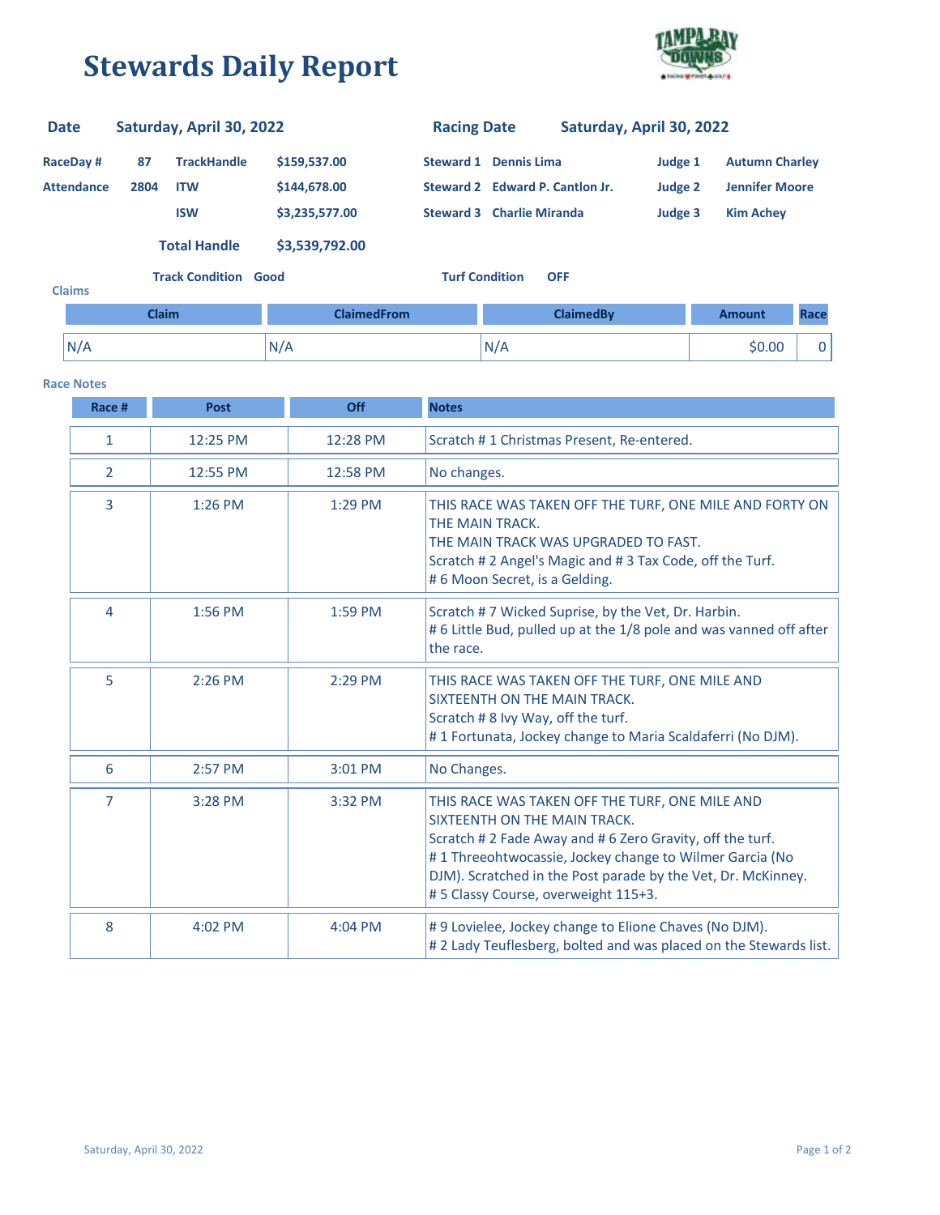# Stewards Daily Report

| Date | Saturday, April 30, 2022 | Racing Date | Saturday, April 30, 2022 |
|---|---|---|---|

| RaceDay # | 87 | TrackHandle | $159,537.00 | Steward 1 | Dennis Lima | Judge 1 | Autumn Charley |
|---|---|---|---|---|---|---|---|
| Attendance | 2804 | ITW | $144,678.00 | Steward 2 | Edward P. Cantlon Jr. | Judge 2 | Jennifer Moore |
| | | ISW | $3,235,577.00 | Steward 3 | Charlie Miranda | Judge 3 | Kim Achey |

**Total Handle** $3,539,792.00

**Track Condition** Good **Turf Condition** OFF

**Claims**

| Claim | ClaimedFrom | ClaimedBy | Amount | Race |
|---|---|---|---|---|
| N/A | N/A | N/A | $0.00 | 0 |

**Race Notes**

| Race # | Post | Off | Notes |
|---|---|---|---|
| 1 | 12:25 PM | 12:28 PM | Scratch # 1 Christmas Present, Re-entered. |
| 2 | 12:55 PM | 12:58 PM | No changes. |
| 3 | 1:26 PM | 1:29 PM | THIS RACE WAS TAKEN OFF THE TURF, ONE MILE AND FORTY ON THE MAIN TRACK. THE MAIN TRACK WAS UPGRADED TO FAST. Scratch # 2 Angel's Magic and # 3 Tax Code, off the Turf. # 6 Moon Secret, is a Gelding. |
| 4 | 1:56 PM | 1:59 PM | Scratch # 7 Wicked Suprise, by the Vet, Dr. Harbin. # 6 Little Bud, pulled up at the 1/8 pole and was vanned off after the race. |
| 5 | 2:26 PM | 2:29 PM | THIS RACE WAS TAKEN OFF THE TURF, ONE MILE AND SIXTEENTH ON THE MAIN TRACK. Scratch # 8 Ivy Way, off the turf. # 1 Fortunata, Jockey change to Maria Scaldaferri (No DJM). |
| 6 | 2:57 PM | 3:01 PM | No Changes. |
| 7 | 3:28 PM | 3:32 PM | THIS RACE WAS TAKEN OFF THE TURF, ONE MILE AND SIXTEENTH ON THE MAIN TRACK. Scratch # 2 Fade Away and # 6 Zero Gravity, off the turf. # 1 Threeohtwocassie, Jockey change to Wilmer Garcia (No DJM). Scratched in the Post parade by the Vet, Dr. McKinney. # 5 Classy Course, overweight 115+3. |
| 8 | 4:02 PM | 4:04 PM | # 9 Lovielee, Jockey change to Elione Chaves (No DJM). # 2 Lady Teuflesberg, bolted and was placed on the Stewards list. |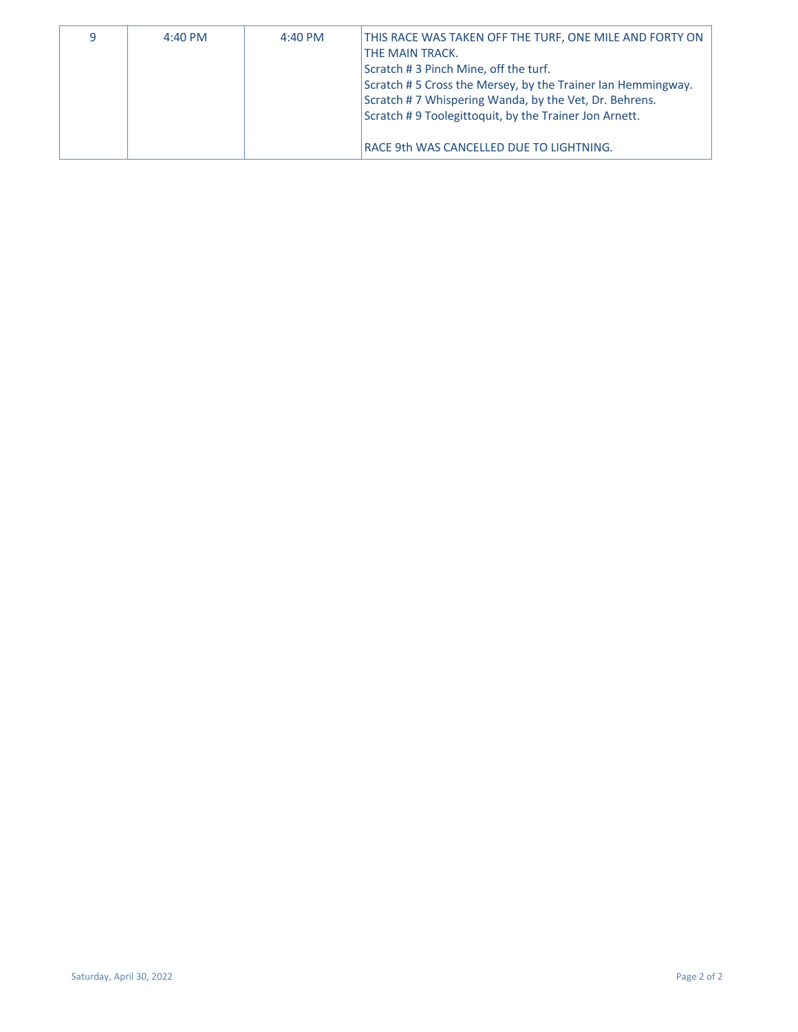| | | | |
|---|---|---|---|
| 9 | 4:40 PM | 4:40 PM | THIS RACE WAS TAKEN OFF THE TURF, ONE MILE AND FORTY ON THE MAIN TRACK.<br>Scratch # 3 Pinch Mine, off the turf.<br>Scratch # 5 Cross the Mersey, by the Trainer Ian Hemmingway.<br>Scratch # 7 Whispering Wanda, by the Vet, Dr. Behrens.<br>Scratch # 9 Toolegittoquit, by the Trainer Jon Arnett.<br><br>RACE 9th WAS CANCELLED DUE TO LIGHTNING. |

Saturday, April 30, 2022